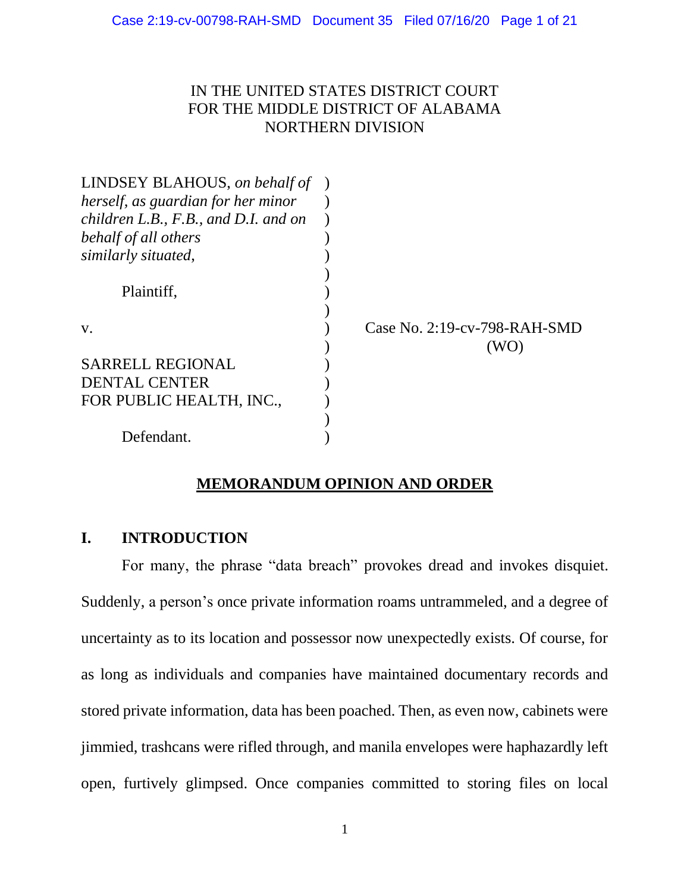IN THE UNITED STATES DISTRICT COURT
FOR THE MIDDLE DISTRICT OF ALABAMA
NORTHERN DIVISION

LINDSEY BLAHOUS, *on behalf of herself, as guardian for her minor children L.B., F.B., and D.I. and on behalf of all others similarly situated*,

Plaintiff,

v.

SARRELL REGIONAL DENTAL CENTER FOR PUBLIC HEALTH, INC.,

Defendant.

Case No. 2:19-cv-798-RAH-SMD (WO)

**MEMORANDUM OPINION AND ORDER**

## I. INTRODUCTION

For many, the phrase "data breach" provokes dread and invokes disquiet. Suddenly, a person's once private information roams untrammeled, and a degree of uncertainty as to its location and possessor now unexpectedly exists. Of course, for as long as individuals and companies have maintained documentary records and stored private information, data has been poached. Then, as even now, cabinets were jimmied, trashcans were rifled through, and manila envelopes were haphazardly left open, furtively glimpsed. Once companies committed to storing files on local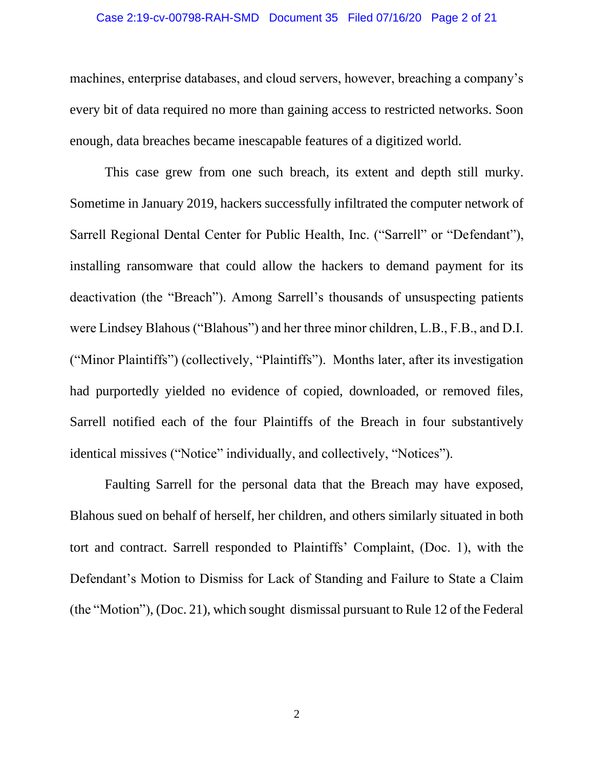machines, enterprise databases, and cloud servers, however, breaching a company's every bit of data required no more than gaining access to restricted networks. Soon enough, data breaches became inescapable features of a digitized world.

This case grew from one such breach, its extent and depth still murky. Sometime in January 2019, hackers successfully infiltrated the computer network of Sarrell Regional Dental Center for Public Health, Inc. ("Sarrell" or "Defendant"), installing ransomware that could allow the hackers to demand payment for its deactivation (the "Breach"). Among Sarrell's thousands of unsuspecting patients were Lindsey Blahous ("Blahous") and her three minor children, L.B., F.B., and D.I. ("Minor Plaintiffs") (collectively, "Plaintiffs"). Months later, after its investigation had purportedly yielded no evidence of copied, downloaded, or removed files, Sarrell notified each of the four Plaintiffs of the Breach in four substantively identical missives ("Notice" individually, and collectively, "Notices").

Faulting Sarrell for the personal data that the Breach may have exposed, Blahous sued on behalf of herself, her children, and others similarly situated in both tort and contract. Sarrell responded to Plaintiffs' Complaint, (Doc. 1), with the Defendant's Motion to Dismiss for Lack of Standing and Failure to State a Claim (the "Motion"), (Doc. 21), which sought dismissal pursuant to Rule 12 of the Federal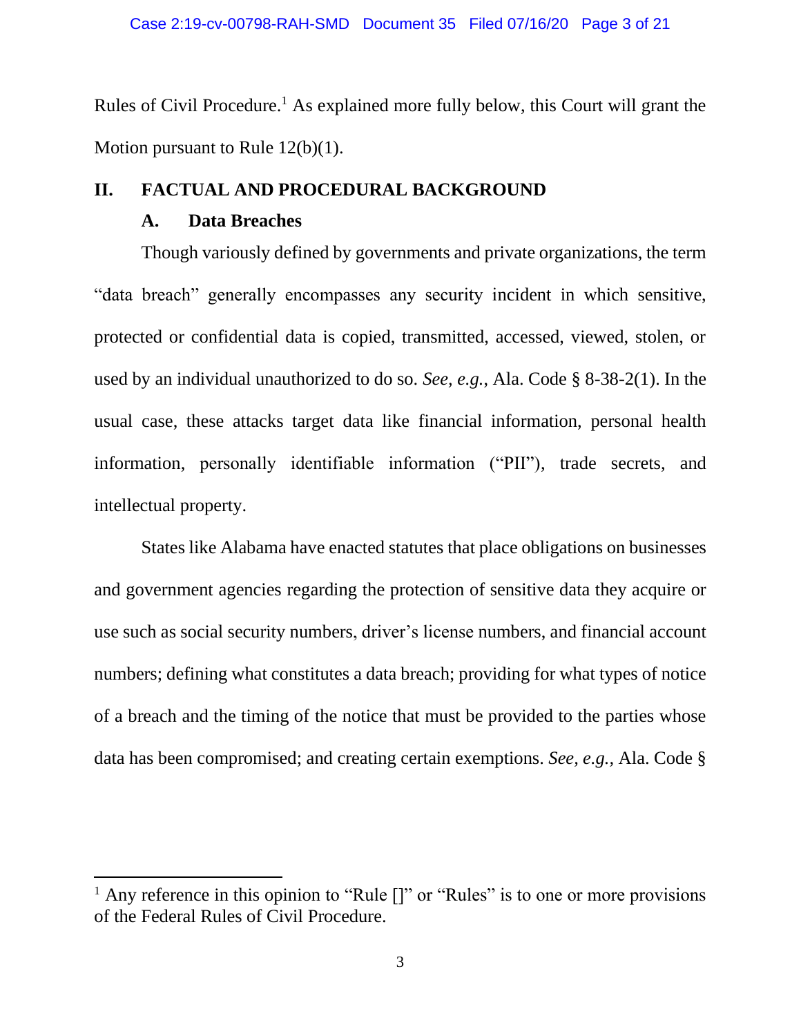Rules of Civil Procedure.[1] As explained more fully below, this Court will grant the Motion pursuant to Rule 12(b)(1).

## II. FACTUAL AND PROCEDURAL BACKGROUND

### A. Data Breaches

Though variously defined by governments and private organizations, the term "data breach" generally encompasses any security incident in which sensitive, protected or confidential data is copied, transmitted, accessed, viewed, stolen, or used by an individual unauthorized to do so. *See, e.g.*, Ala. Code § 8-38-2(1). In the usual case, these attacks target data like financial information, personal health information, personally identifiable information ("PII"), trade secrets, and intellectual property.

States like Alabama have enacted statutes that place obligations on businesses and government agencies regarding the protection of sensitive data they acquire or use such as social security numbers, driver's license numbers, and financial account numbers; defining what constitutes a data breach; providing for what types of notice of a breach and the timing of the notice that must be provided to the parties whose data has been compromised; and creating certain exemptions. *See, e.g.*, Ala. Code §

---

[1] Any reference in this opinion to "Rule []" or "Rules" is to one or more provisions of the Federal Rules of Civil Procedure.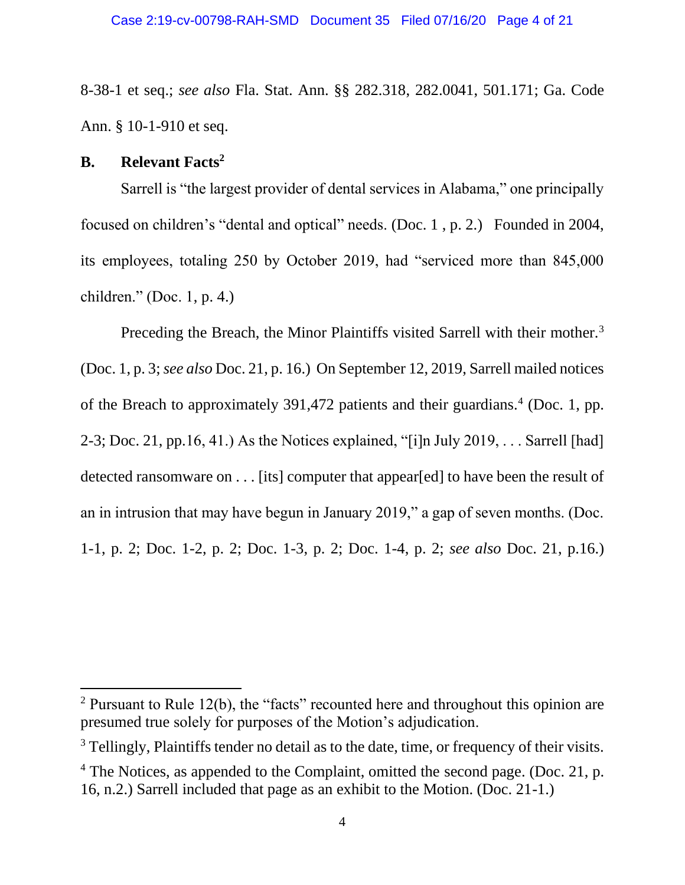8-38-1 et seq.; *see also* Fla. Stat. Ann. §§ 282.318, 282.0041, 501.171; Ga. Code Ann. § 10-1-910 et seq.

### B. Relevant Facts[2]

Sarrell is "the largest provider of dental services in Alabama," one principally focused on children's "dental and optical" needs. (Doc. 1 , p. 2.) Founded in 2004, its employees, totaling 250 by October 2019, had "serviced more than 845,000 children." (Doc. 1, p. 4.)

Preceding the Breach, the Minor Plaintiffs visited Sarrell with their mother.[3] (Doc. 1, p. 3; *see also* Doc. 21, p. 16.) On September 12, 2019, Sarrell mailed notices of the Breach to approximately 391,472 patients and their guardians.[4] (Doc. 1, pp. 2-3; Doc. 21, pp.16, 41.) As the Notices explained, "[i]n July 2019, . . . Sarrell [had] detected ransomware on . . . [its] computer that appear[ed] to have been the result of an in intrusion that may have begun in January 2019," a gap of seven months. (Doc. 1-1, p. 2; Doc. 1-2, p. 2; Doc. 1-3, p. 2; Doc. 1-4, p. 2; *see also* Doc. 21, p.16.)

---

[2] Pursuant to Rule 12(b), the "facts" recounted here and throughout this opinion are presumed true solely for purposes of the Motion's adjudication.

[3] Tellingly, Plaintiffs tender no detail as to the date, time, or frequency of their visits.

[4] The Notices, as appended to the Complaint, omitted the second page. (Doc. 21, p. 16, n.2.) Sarrell included that page as an exhibit to the Motion. (Doc. 21-1.)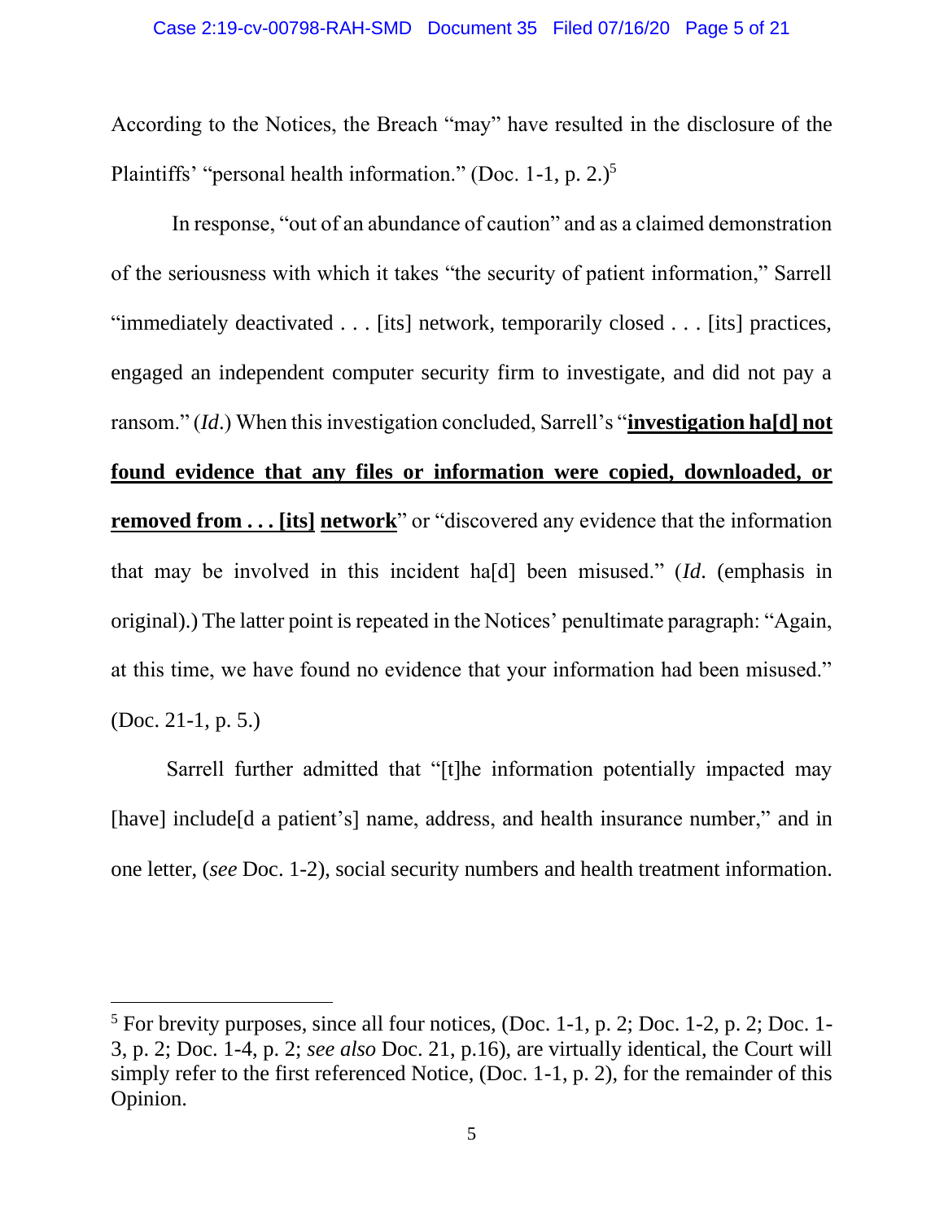According to the Notices, the Breach "may" have resulted in the disclosure of the Plaintiffs' "personal health information." (Doc. 1-1, p. 2.)[5]

In response, "out of an abundance of caution" and as a claimed demonstration of the seriousness with which it takes "the security of patient information," Sarrell "immediately deactivated . . . [its] network, temporarily closed . . . [its] practices, engaged an independent computer security firm to investigate, and did not pay a ransom." (*Id*.) When this investigation concluded, Sarrell's "<u>**investigation ha[d] not found evidence that any files or information were copied, downloaded, or removed from . . . [its] network**</u>" or "discovered any evidence that the information that may be involved in this incident ha[d] been misused." (*Id*. (emphasis in original).) The latter point is repeated in the Notices' penultimate paragraph: "Again, at this time, we have found no evidence that your information had been misused." (Doc. 21-1, p. 5.)

Sarrell further admitted that "[t]he information potentially impacted may [have] include[d a patient's] name, address, and health insurance number," and in one letter, (*see* Doc. 1-2), social security numbers and health treatment information.

---

[5] For brevity purposes, since all four notices, (Doc. 1-1, p. 2; Doc. 1-2, p. 2; Doc. 1-3, p. 2; Doc. 1-4, p. 2; *see also* Doc. 21, p.16), are virtually identical, the Court will simply refer to the first referenced Notice, (Doc. 1-1, p. 2), for the remainder of this Opinion.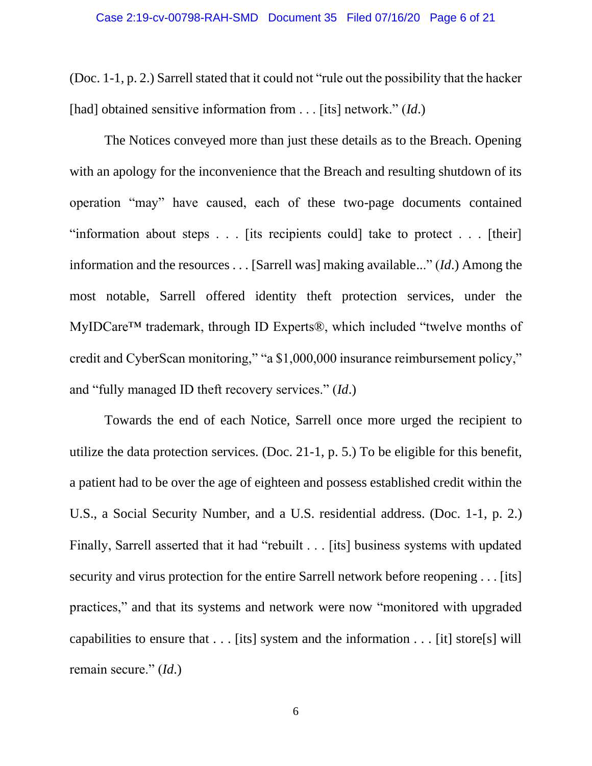(Doc. 1-1, p. 2.) Sarrell stated that it could not "rule out the possibility that the hacker [had] obtained sensitive information from . . . [its] network." (*Id*.)

The Notices conveyed more than just these details as to the Breach. Opening with an apology for the inconvenience that the Breach and resulting shutdown of its operation "may" have caused, each of these two-page documents contained "information about steps . . . [its recipients could] take to protect . . . [their] information and the resources . . . [Sarrell was] making available..." (*Id*.) Among the most notable, Sarrell offered identity theft protection services, under the MyIDCare™ trademark, through ID Experts®, which included "twelve months of credit and CyberScan monitoring," "a $1,000,000 insurance reimbursement policy," and "fully managed ID theft recovery services." (*Id*.)

Towards the end of each Notice, Sarrell once more urged the recipient to utilize the data protection services. (Doc. 21-1, p. 5.) To be eligible for this benefit, a patient had to be over the age of eighteen and possess established credit within the U.S., a Social Security Number, and a U.S. residential address. (Doc. 1-1, p. 2.) Finally, Sarrell asserted that it had "rebuilt . . . [its] business systems with updated security and virus protection for the entire Sarrell network before reopening . . . [its] practices," and that its systems and network were now "monitored with upgraded capabilities to ensure that . . . [its] system and the information . . . [it] store[s] will remain secure." (*Id*.)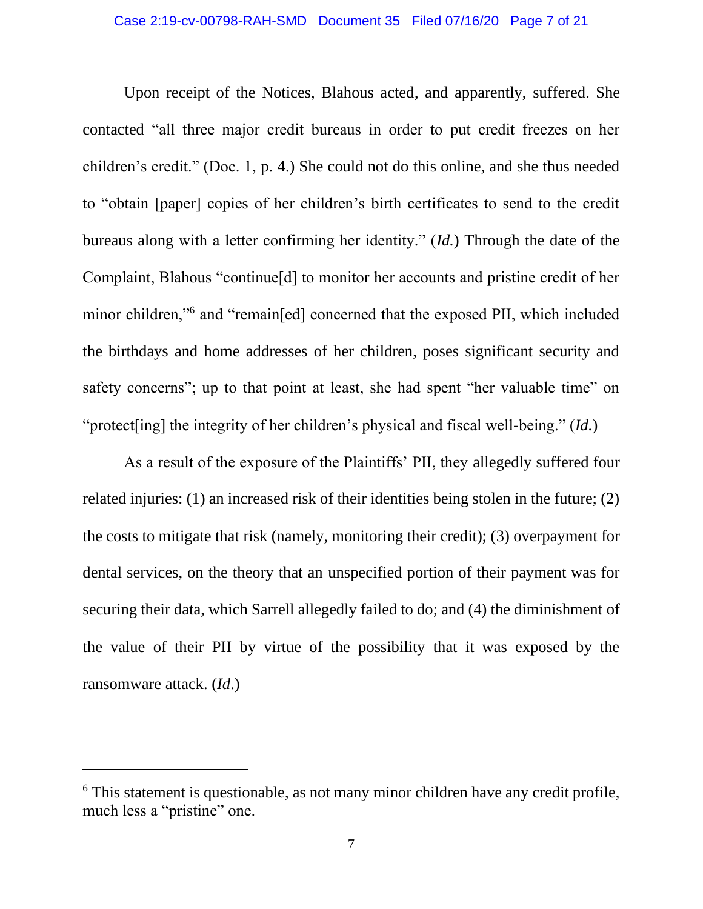Upon receipt of the Notices, Blahous acted, and apparently, suffered. She contacted "all three major credit bureaus in order to put credit freezes on her children's credit." (Doc. 1, p. 4.) She could not do this online, and she thus needed to "obtain [paper] copies of her children's birth certificates to send to the credit bureaus along with a letter confirming her identity." (*Id.*) Through the date of the Complaint, Blahous "continue[d] to monitor her accounts and pristine credit of her minor children,"[6] and "remain[ed] concerned that the exposed PII, which included the birthdays and home addresses of her children, poses significant security and safety concerns"; up to that point at least, she had spent "her valuable time" on "protect[ing] the integrity of her children's physical and fiscal well-being." (*Id.*)

As a result of the exposure of the Plaintiffs' PII, they allegedly suffered four related injuries: (1) an increased risk of their identities being stolen in the future; (2) the costs to mitigate that risk (namely, monitoring their credit); (3) overpayment for dental services, on the theory that an unspecified portion of their payment was for securing their data, which Sarrell allegedly failed to do; and (4) the diminishment of the value of their PII by virtue of the possibility that it was exposed by the ransomware attack. (*Id.*)

---

[6] This statement is questionable, as not many minor children have any credit profile, much less a "pristine" one.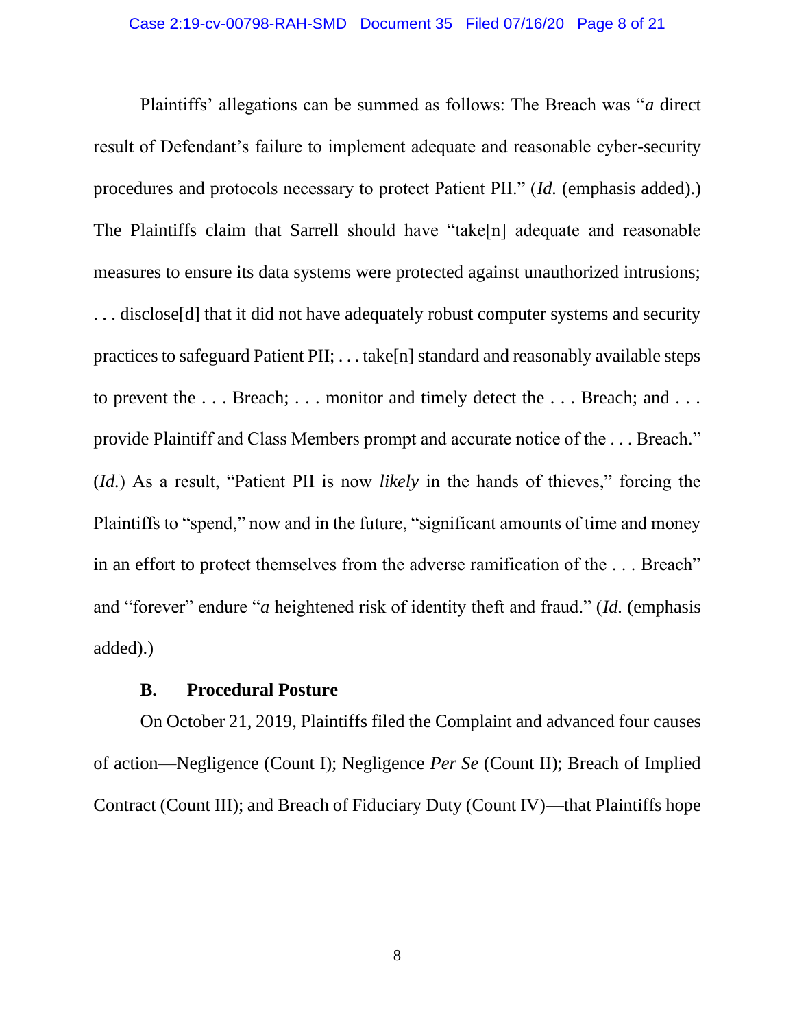Plaintiffs' allegations can be summed as follows: The Breach was "*a* direct result of Defendant's failure to implement adequate and reasonable cyber-security procedures and protocols necessary to protect Patient PII." (*Id.* (emphasis added).) The Plaintiffs claim that Sarrell should have "take[n] adequate and reasonable measures to ensure its data systems were protected against unauthorized intrusions; . . . disclose[d] that it did not have adequately robust computer systems and security practices to safeguard Patient PII; . . . take[n] standard and reasonably available steps to prevent the . . . Breach; . . . monitor and timely detect the . . . Breach; and . . . provide Plaintiff and Class Members prompt and accurate notice of the . . . Breach." (*Id.*) As a result, "Patient PII is now *likely* in the hands of thieves," forcing the Plaintiffs to "spend," now and in the future, "significant amounts of time and money in an effort to protect themselves from the adverse ramification of the . . . Breach" and "forever" endure "*a* heightened risk of identity theft and fraud." (*Id.* (emphasis added).)

### B. Procedural Posture

On October 21, 2019, Plaintiffs filed the Complaint and advanced four causes of action—Negligence (Count I); Negligence *Per Se* (Count II); Breach of Implied Contract (Count III); and Breach of Fiduciary Duty (Count IV)—that Plaintiffs hope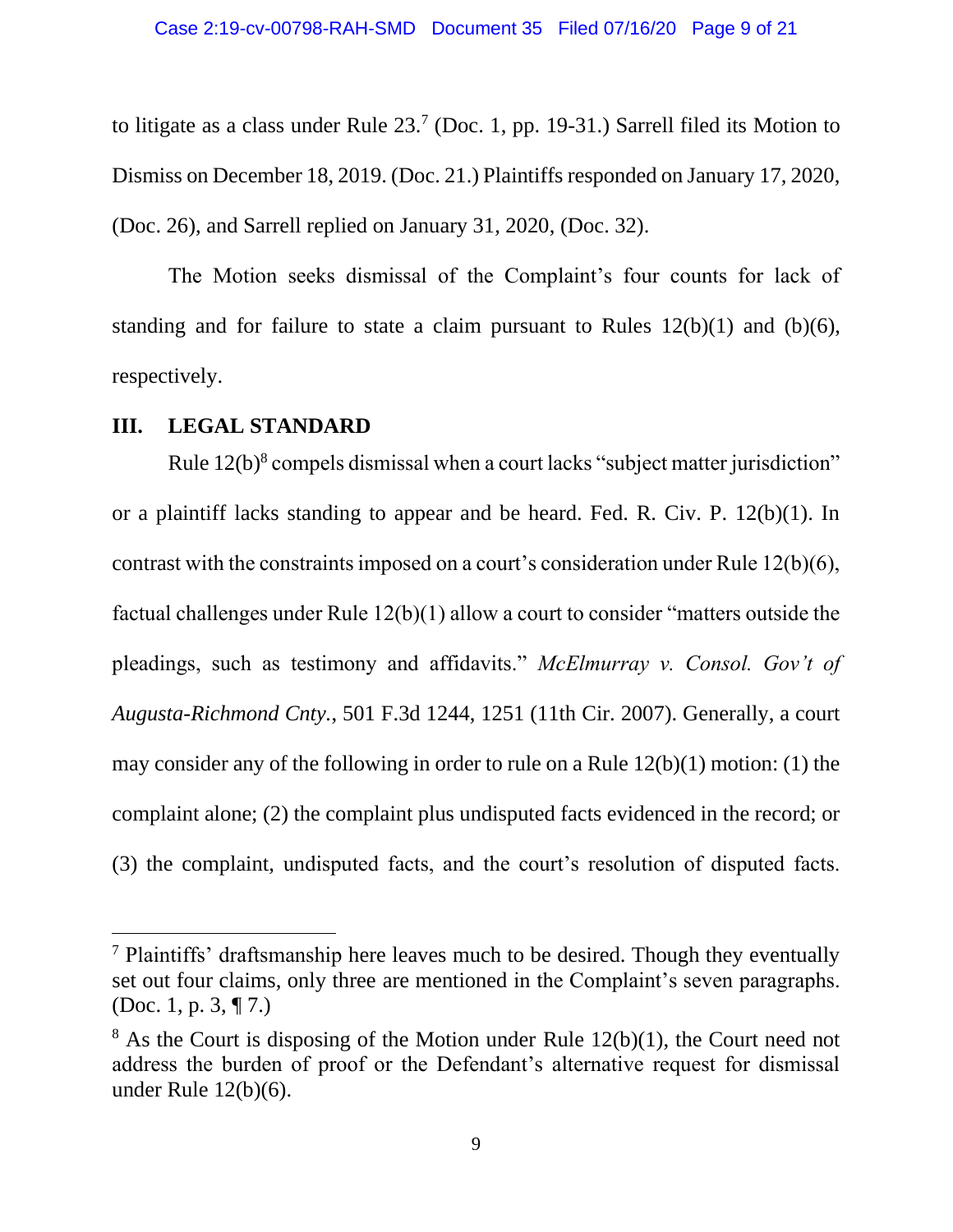to litigate as a class under Rule 23.[7] (Doc. 1, pp. 19-31.) Sarrell filed its Motion to Dismiss on December 18, 2019. (Doc. 21.) Plaintiffs responded on January 17, 2020, (Doc. 26), and Sarrell replied on January 31, 2020, (Doc. 32).

The Motion seeks dismissal of the Complaint's four counts for lack of standing and for failure to state a claim pursuant to Rules 12(b)(1) and (b)(6), respectively.

## III. LEGAL STANDARD

Rule 12(b)[8] compels dismissal when a court lacks "subject matter jurisdiction" or a plaintiff lacks standing to appear and be heard. Fed. R. Civ. P. 12(b)(1). In contrast with the constraints imposed on a court's consideration under Rule 12(b)(6), factual challenges under Rule 12(b)(1) allow a court to consider "matters outside the pleadings, such as testimony and affidavits." *McElmurray v. Consol. Gov't of Augusta-Richmond Cnty.*, 501 F.3d 1244, 1251 (11th Cir. 2007). Generally, a court may consider any of the following in order to rule on a Rule 12(b)(1) motion: (1) the complaint alone; (2) the complaint plus undisputed facts evidenced in the record; or (3) the complaint, undisputed facts, and the court's resolution of disputed facts.

---

[7] Plaintiffs' draftsmanship here leaves much to be desired. Though they eventually set out four claims, only three are mentioned in the Complaint's seven paragraphs. (Doc. 1, p. 3, ¶ 7.)

[8] As the Court is disposing of the Motion under Rule 12(b)(1), the Court need not address the burden of proof or the Defendant's alternative request for dismissal under Rule 12(b)(6).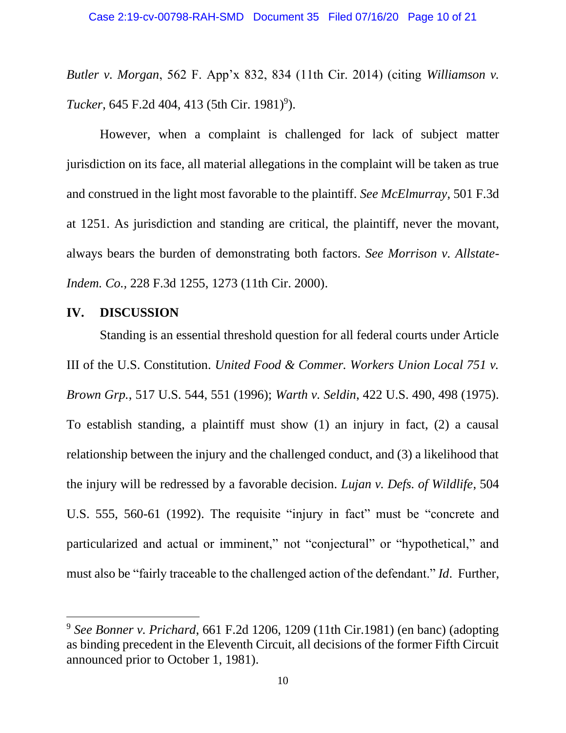*Butler v. Morgan*, 562 F. App'x 832, 834 (11th Cir. 2014) (citing *Williamson v. Tucker*, 645 F.2d 404, 413 (5th Cir. 1981)[9]).

However, when a complaint is challenged for lack of subject matter jurisdiction on its face, all material allegations in the complaint will be taken as true and construed in the light most favorable to the plaintiff. *See McElmurray*, 501 F.3d at 1251. As jurisdiction and standing are critical, the plaintiff, never the movant, always bears the burden of demonstrating both factors. *See Morrison v. Allstate-Indem. Co.*, 228 F.3d 1255, 1273 (11th Cir. 2000).

## IV. DISCUSSION

Standing is an essential threshold question for all federal courts under Article III of the U.S. Constitution. *United Food & Commer. Workers Union Local 751 v. Brown Grp.*, 517 U.S. 544, 551 (1996); *Warth v. Seldin*, 422 U.S. 490, 498 (1975). To establish standing, a plaintiff must show (1) an injury in fact, (2) a causal relationship between the injury and the challenged conduct, and (3) a likelihood that the injury will be redressed by a favorable decision. *Lujan v. Defs. of Wildlife*, 504 U.S. 555, 560-61 (1992). The requisite "injury in fact" must be "concrete and particularized and actual or imminent," not "conjectural" or "hypothetical," and must also be "fairly traceable to the challenged action of the defendant." *Id*. Further,

---

[9] *See Bonner v. Prichard*, 661 F.2d 1206, 1209 (11th Cir.1981) (en banc) (adopting as binding precedent in the Eleventh Circuit, all decisions of the former Fifth Circuit announced prior to October 1, 1981).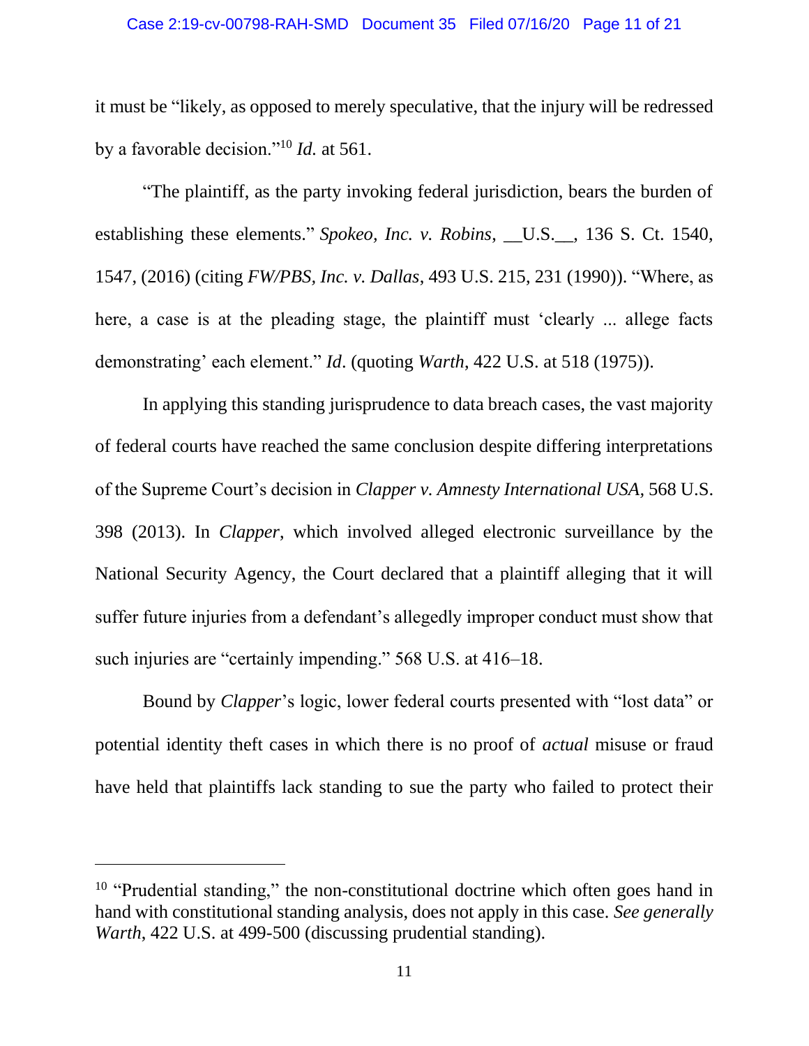it must be "likely, as opposed to merely speculative, that the injury will be redressed by a favorable decision."[10] *Id.* at 561.

"The plaintiff, as the party invoking federal jurisdiction, bears the burden of establishing these elements." *Spokeo, Inc. v. Robins*, __U.S.__, 136 S. Ct. 1540, 1547, (2016) (citing *FW/PBS, Inc. v. Dallas*, 493 U.S. 215, 231 (1990)). "Where, as here, a case is at the pleading stage, the plaintiff must 'clearly ... allege facts demonstrating' each element." *Id*. (quoting *Warth*, 422 U.S. at 518 (1975)).

In applying this standing jurisprudence to data breach cases, the vast majority of federal courts have reached the same conclusion despite differing interpretations of the Supreme Court's decision in *Clapper v. Amnesty International USA,* 568 U.S. 398 (2013). In *Clapper*, which involved alleged electronic surveillance by the National Security Agency, the Court declared that a plaintiff alleging that it will suffer future injuries from a defendant's allegedly improper conduct must show that such injuries are "certainly impending." 568 U.S. at 416–18.

Bound by *Clapper*'s logic, lower federal courts presented with "lost data" or potential identity theft cases in which there is no proof of *actual* misuse or fraud have held that plaintiffs lack standing to sue the party who failed to protect their

---

[10] "Prudential standing," the non-constitutional doctrine which often goes hand in hand with constitutional standing analysis, does not apply in this case. *See generally Warth*, 422 U.S. at 499-500 (discussing prudential standing).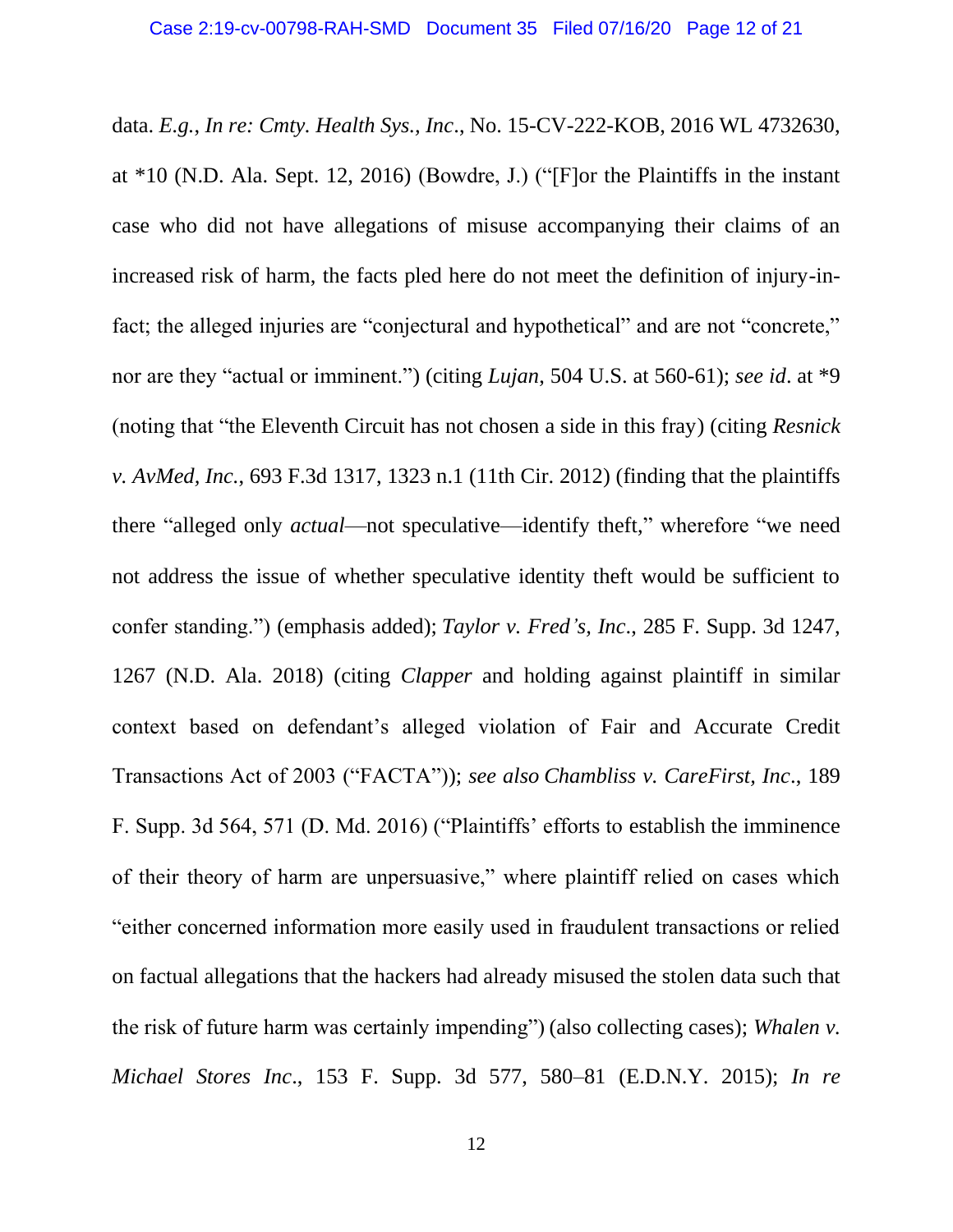data. *E.g.*, *In re: Cmty. Health Sys., Inc*., No. 15-CV-222-KOB, 2016 WL 4732630, at *10 (N.D. Ala. Sept. 12, 2016) (Bowdre, J.) ("[F]or the Plaintiffs in the instant case who did not have allegations of misuse accompanying their claims of an increased risk of harm, the facts pled here do not meet the definition of injury-in-fact; the alleged injuries are "conjectural and hypothetical" and are not "concrete," nor are they "actual or imminent.") (citing *Lujan*, 504 U.S. at 560-61); *see id*. at *9 (noting that "the Eleventh Circuit has not chosen a side in this fray) (citing *Resnick v. AvMed, Inc.*, 693 F.3d 1317, 1323 n.1 (11th Cir. 2012) (finding that the plaintiffs there "alleged only *actual*—not speculative—identify theft," wherefore "we need not address the issue of whether speculative identity theft would be sufficient to confer standing.") (emphasis added); *Taylor v. Fred's, Inc*., 285 F. Supp. 3d 1247, 1267 (N.D. Ala. 2018) (citing *Clapper* and holding against plaintiff in similar context based on defendant's alleged violation of Fair and Accurate Credit Transactions Act of 2003 ("FACTA")); *see also Chambliss v. CareFirst, Inc*., 189 F. Supp. 3d 564, 571 (D. Md. 2016) ("Plaintiffs' efforts to establish the imminence of their theory of harm are unpersuasive," where plaintiff relied on cases which "either concerned information more easily used in fraudulent transactions or relied on factual allegations that the hackers had already misused the stolen data such that the risk of future harm was certainly impending") (also collecting cases); *Whalen v. Michael Stores Inc*., 153 F. Supp. 3d 577, 580–81 (E.D.N.Y. 2015); *In re*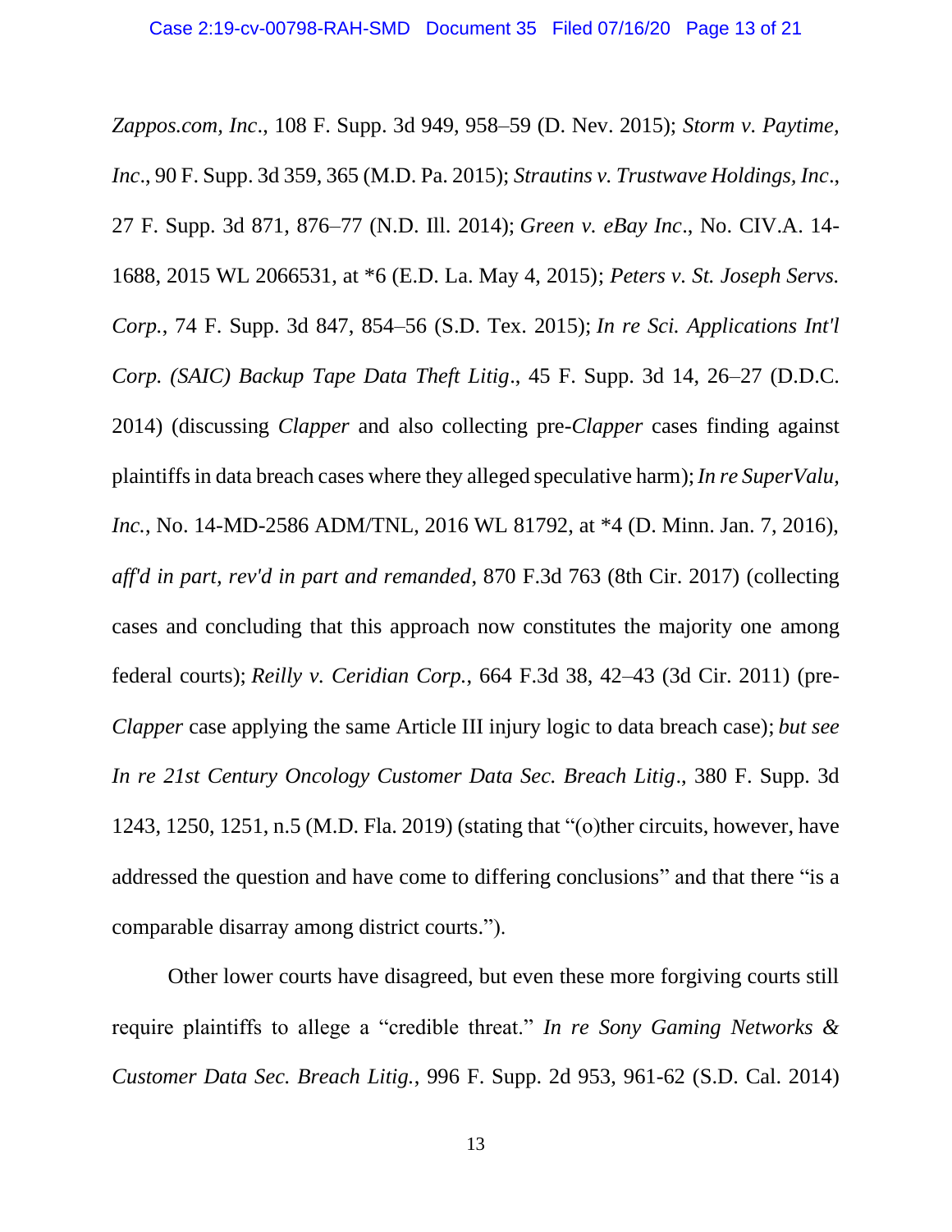*Zappos.com, Inc*., 108 F. Supp. 3d 949, 958–59 (D. Nev. 2015); *Storm v. Paytime, Inc*., 90 F. Supp. 3d 359, 365 (M.D. Pa. 2015); *Strautins v. Trustwave Holdings, Inc*., 27 F. Supp. 3d 871, 876–77 (N.D. Ill. 2014); *Green v. eBay Inc*., No. CIV.A. 14-1688, 2015 WL 2066531, at *6 (E.D. La. May 4, 2015); *Peters v. St. Joseph Servs. Corp.*, 74 F. Supp. 3d 847, 854–56 (S.D. Tex. 2015); *In re Sci. Applications Int'l Corp. (SAIC) Backup Tape Data Theft Litig*., 45 F. Supp. 3d 14, 26–27 (D.D.C. 2014) (discussing *Clapper* and also collecting pre-*Clapper* cases finding against plaintiffs in data breach cases where they alleged speculative harm); *In re SuperValu, Inc.*, No. 14-MD-2586 ADM/TNL, 2016 WL 81792, at *4 (D. Minn. Jan. 7, 2016), *aff'd in part, rev'd in part and remanded*, 870 F.3d 763 (8th Cir. 2017) (collecting cases and concluding that this approach now constitutes the majority one among federal courts); *Reilly v. Ceridian Corp.*, 664 F.3d 38, 42–43 (3d Cir. 2011) (pre-*Clapper* case applying the same Article III injury logic to data breach case); *but see In re 21st Century Oncology Customer Data Sec. Breach Litig*., 380 F. Supp. 3d 1243, 1250, 1251, n.5 (M.D. Fla. 2019) (stating that "(o)ther circuits, however, have addressed the question and have come to differing conclusions" and that there "is a comparable disarray among district courts.").

Other lower courts have disagreed, but even these more forgiving courts still require plaintiffs to allege a "credible threat." *In re Sony Gaming Networks & Customer Data Sec. Breach Litig.*, 996 F. Supp. 2d 953, 961-62 (S.D. Cal. 2014)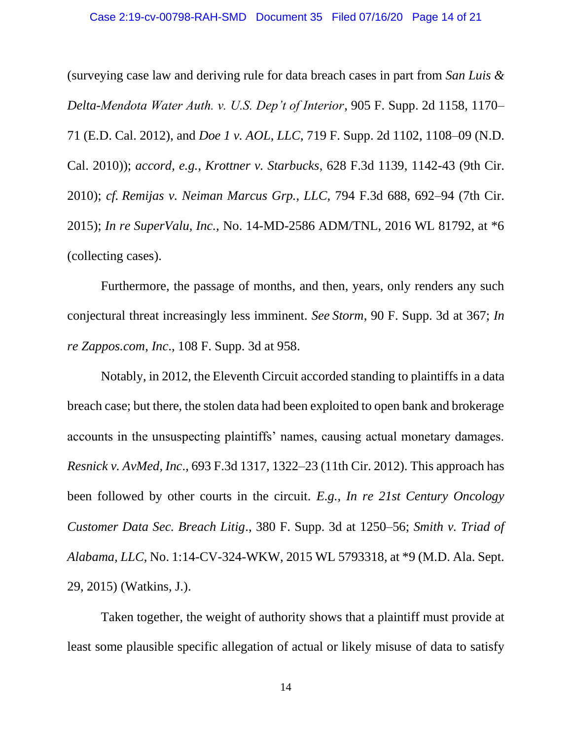(surveying case law and deriving rule for data breach cases in part from *San Luis & Delta-Mendota Water Auth. v. U.S. Dep't of Interior*, 905 F. Supp. 2d 1158, 1170–71 (E.D. Cal. 2012), and *Doe 1 v. AOL, LLC*, 719 F. Supp. 2d 1102, 1108–09 (N.D. Cal. 2010)); *accord, e.g.*, *Krottner v. Starbucks*, 628 F.3d 1139, 1142-43 (9th Cir. 2010); *cf. Remijas v. Neiman Marcus Grp., LLC,* 794 F.3d 688, 692–94 (7th Cir. 2015); *In re SuperValu, Inc.*, No. 14-MD-2586 ADM/TNL, 2016 WL 81792, at *6 (collecting cases).

Furthermore, the passage of months, and then, years, only renders any such conjectural threat increasingly less imminent. *See Storm*, 90 F. Supp. 3d at 367; *In re Zappos.com*, *Inc*., 108 F. Supp. 3d at 958.

Notably, in 2012, the Eleventh Circuit accorded standing to plaintiffs in a data breach case; but there, the stolen data had been exploited to open bank and brokerage accounts in the unsuspecting plaintiffs' names, causing actual monetary damages. *Resnick v. AvMed, Inc*., 693 F.3d 1317, 1322–23 (11th Cir. 2012). This approach has been followed by other courts in the circuit. *E.g., In re 21st Century Oncology Customer Data Sec. Breach Litig*., 380 F. Supp. 3d at 1250–56; *Smith v. Triad of Alabama, LLC*, No. 1:14-CV-324-WKW, 2015 WL 5793318, at *9 (M.D. Ala. Sept. 29, 2015) (Watkins, J.).

Taken together, the weight of authority shows that a plaintiff must provide at least some plausible specific allegation of actual or likely misuse of data to satisfy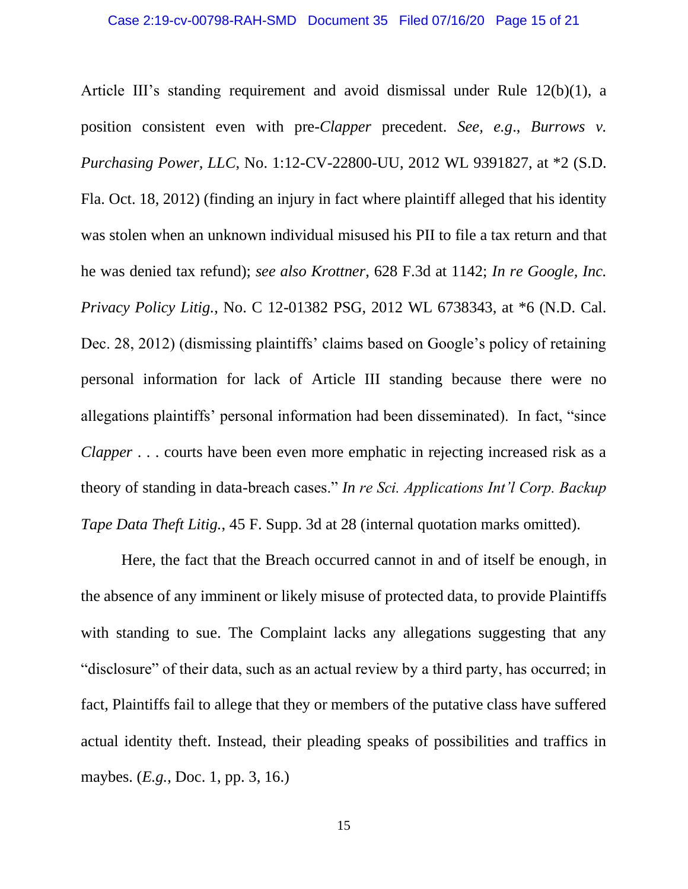Article III's standing requirement and avoid dismissal under Rule 12(b)(1), a position consistent even with pre-*Clapper* precedent. *See, e.g*., *Burrows v. Purchasing Power, LLC*, No. 1:12-CV-22800-UU, 2012 WL 9391827, at *2 (S.D. Fla. Oct. 18, 2012) (finding an injury in fact where plaintiff alleged that his identity was stolen when an unknown individual misused his PII to file a tax return and that he was denied tax refund); *see also Krottner*, 628 F.3d at 1142; *In re Google, Inc. Privacy Policy Litig.*, No. C 12-01382 PSG, 2012 WL 6738343, at *6 (N.D. Cal. Dec. 28, 2012) (dismissing plaintiffs' claims based on Google's policy of retaining personal information for lack of Article III standing because there were no allegations plaintiffs' personal information had been disseminated). In fact, "since *Clapper* . . . courts have been even more emphatic in rejecting increased risk as a theory of standing in data-breach cases." *In re Sci. Applications Int'l Corp. Backup Tape Data Theft Litig.*, 45 F. Supp. 3d at 28 (internal quotation marks omitted).

Here, the fact that the Breach occurred cannot in and of itself be enough, in the absence of any imminent or likely misuse of protected data, to provide Plaintiffs with standing to sue. The Complaint lacks any allegations suggesting that any "disclosure" of their data, such as an actual review by a third party, has occurred; in fact, Plaintiffs fail to allege that they or members of the putative class have suffered actual identity theft. Instead, their pleading speaks of possibilities and traffics in maybes. (*E.g.*, Doc. 1, pp. 3, 16.)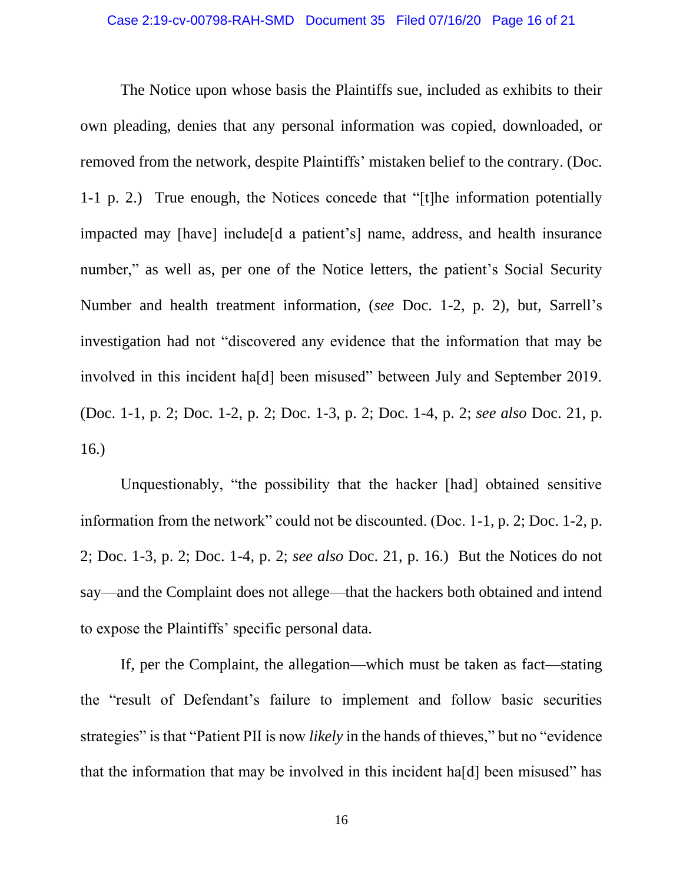The Notice upon whose basis the Plaintiffs sue, included as exhibits to their own pleading, denies that any personal information was copied, downloaded, or removed from the network, despite Plaintiffs' mistaken belief to the contrary. (Doc. 1-1 p. 2.) True enough, the Notices concede that "[t]he information potentially impacted may [have] include[d a patient's] name, address, and health insurance number," as well as, per one of the Notice letters, the patient's Social Security Number and health treatment information, (*see* Doc. 1-2, p. 2), but, Sarrell's investigation had not "discovered any evidence that the information that may be involved in this incident ha[d] been misused" between July and September 2019. (Doc. 1-1, p. 2; Doc. 1-2, p. 2; Doc. 1-3, p. 2; Doc. 1-4, p. 2; *see also* Doc. 21, p. 16.)

Unquestionably, "the possibility that the hacker [had] obtained sensitive information from the network" could not be discounted. (Doc. 1-1, p. 2; Doc. 1-2, p. 2; Doc. 1-3, p. 2; Doc. 1-4, p. 2; *see also* Doc. 21, p. 16.) But the Notices do not say—and the Complaint does not allege—that the hackers both obtained and intend to expose the Plaintiffs' specific personal data.

If, per the Complaint, the allegation—which must be taken as fact—stating the "result of Defendant's failure to implement and follow basic securities strategies" is that "Patient PII is now *likely* in the hands of thieves," but no "evidence that the information that may be involved in this incident ha[d] been misused" has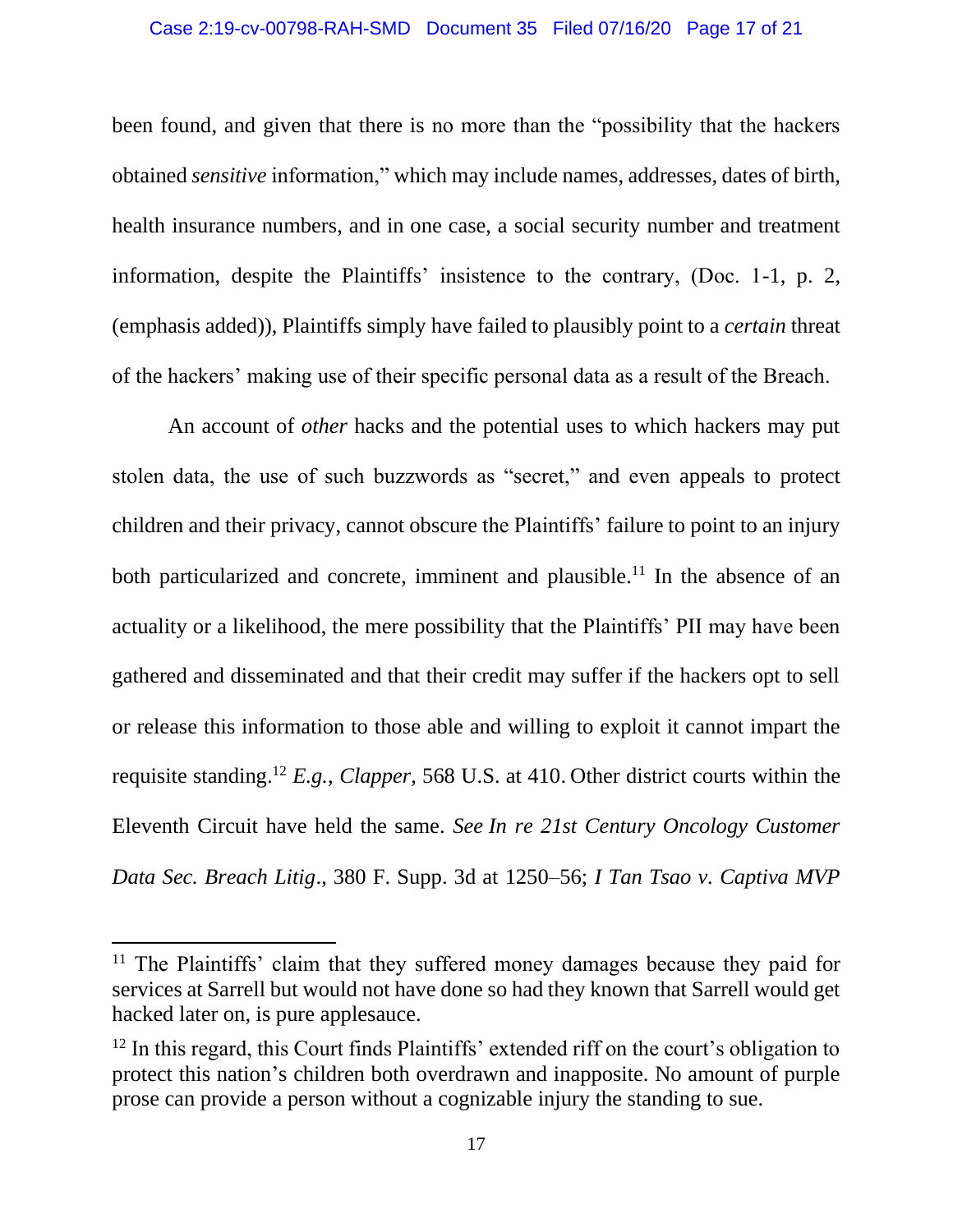been found, and given that there is no more than the "possibility that the hackers obtained *sensitive* information," which may include names, addresses, dates of birth, health insurance numbers, and in one case, a social security number and treatment information, despite the Plaintiffs' insistence to the contrary, (Doc. 1-1, p. 2, (emphasis added)), Plaintiffs simply have failed to plausibly point to a *certain* threat of the hackers' making use of their specific personal data as a result of the Breach.

An account of *other* hacks and the potential uses to which hackers may put stolen data, the use of such buzzwords as "secret," and even appeals to protect children and their privacy, cannot obscure the Plaintiffs' failure to point to an injury both particularized and concrete, imminent and plausible.[11] In the absence of an actuality or a likelihood, the mere possibility that the Plaintiffs' PII may have been gathered and disseminated and that their credit may suffer if the hackers opt to sell or release this information to those able and willing to exploit it cannot impart the requisite standing.[12] *E.g.*, *Clapper*, 568 U.S. at 410. Other district courts within the Eleventh Circuit have held the same. *See In re 21st Century Oncology Customer Data Sec. Breach Litig*., 380 F. Supp. 3d at 1250–56; *I Tan Tsao v. Captiva MVP*

---

[11] The Plaintiffs' claim that they suffered money damages because they paid for services at Sarrell but would not have done so had they known that Sarrell would get hacked later on, is pure applesauce.

[12] In this regard, this Court finds Plaintiffs' extended riff on the court's obligation to protect this nation's children both overdrawn and inapposite. No amount of purple prose can provide a person without a cognizable injury the standing to sue.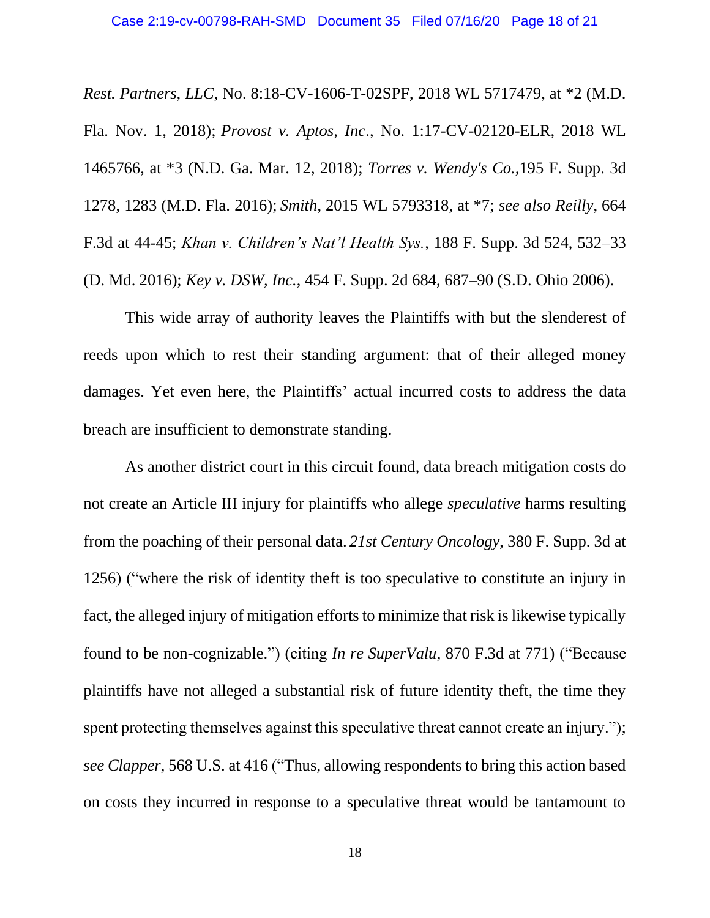*Rest. Partners, LLC*, No. 8:18-CV-1606-T-02SPF, 2018 WL 5717479, at *2 (M.D. Fla. Nov. 1, 2018); *Provost v. Aptos, Inc*., No. 1:17-CV-02120-ELR, 2018 WL 1465766, at *3 (N.D. Ga. Mar. 12, 2018); *Torres v. Wendy's Co.,*195 F. Supp. 3d 1278, 1283 (M.D. Fla. 2016); *Smith*, 2015 WL 5793318, at *7; *see also Reilly*, 664 F.3d at 44-45; *Khan v. Children's Nat'l Health Sys.*, 188 F. Supp. 3d 524, 532–33 (D. Md. 2016); *Key v. DSW, Inc.*, 454 F. Supp. 2d 684, 687–90 (S.D. Ohio 2006).

This wide array of authority leaves the Plaintiffs with but the slenderest of reeds upon which to rest their standing argument: that of their alleged money damages. Yet even here, the Plaintiffs' actual incurred costs to address the data breach are insufficient to demonstrate standing.

As another district court in this circuit found, data breach mitigation costs do not create an Article III injury for plaintiffs who allege *speculative* harms resulting from the poaching of their personal data. *21st Century Oncology*, 380 F. Supp. 3d at 1256) ("where the risk of identity theft is too speculative to constitute an injury in fact, the alleged injury of mitigation efforts to minimize that risk is likewise typically found to be non-cognizable.") (citing *In re SuperValu*, 870 F.3d at 771) ("Because plaintiffs have not alleged a substantial risk of future identity theft, the time they spent protecting themselves against this speculative threat cannot create an injury."); *see Clapper*, 568 U.S. at 416 ("Thus, allowing respondents to bring this action based on costs they incurred in response to a speculative threat would be tantamount to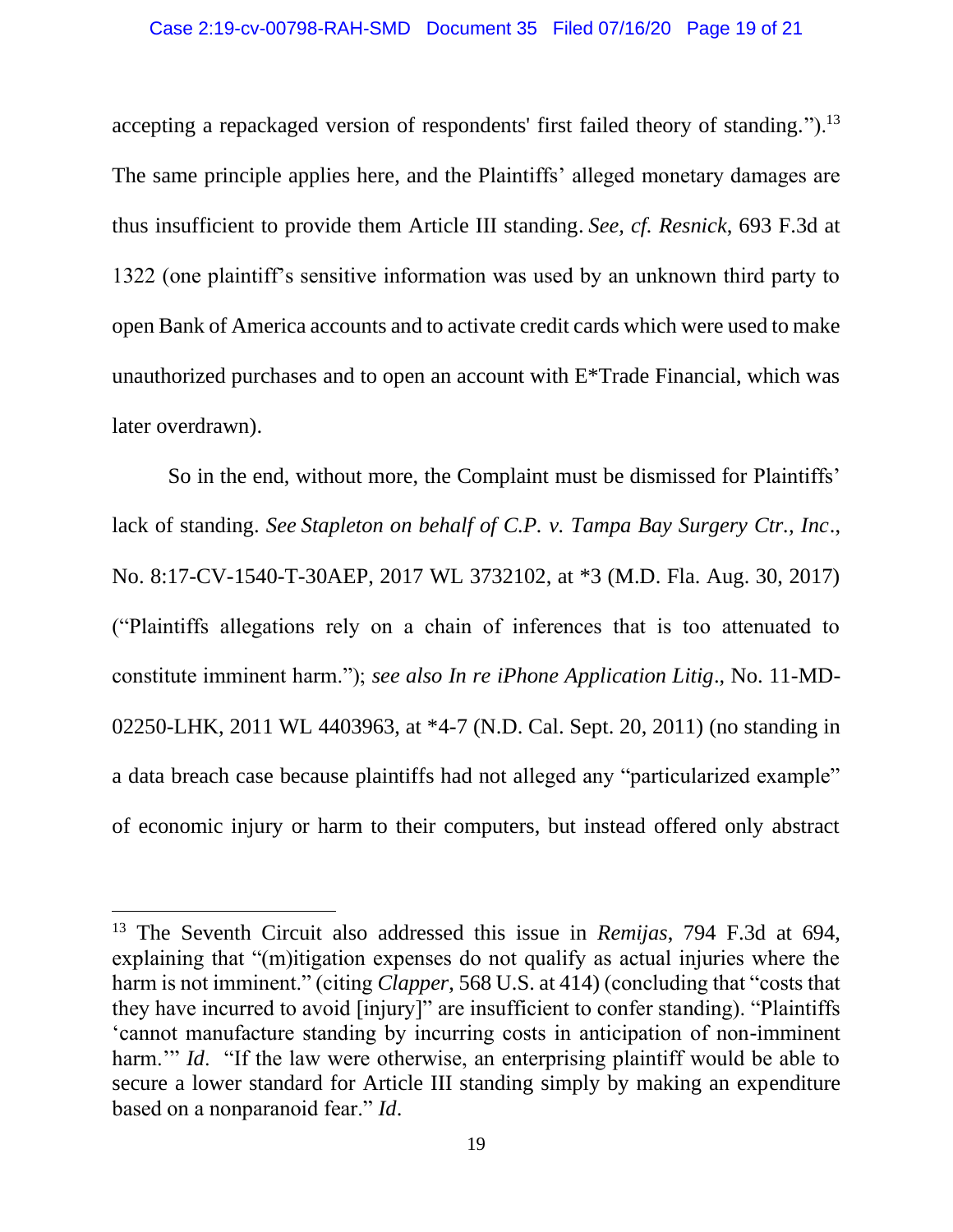accepting a repackaged version of respondents' first failed theory of standing.").[13] The same principle applies here, and the Plaintiffs' alleged monetary damages are thus insufficient to provide them Article III standing. *See, cf. Resnick*, 693 F.3d at 1322 (one plaintiff's sensitive information was used by an unknown third party to open Bank of America accounts and to activate credit cards which were used to make unauthorized purchases and to open an account with E*Trade Financial, which was later overdrawn).

So in the end, without more, the Complaint must be dismissed for Plaintiffs' lack of standing. *See Stapleton on behalf of C.P. v. Tampa Bay Surgery Ctr., Inc*., No. 8:17-CV-1540-T-30AEP, 2017 WL 3732102, at *3 (M.D. Fla. Aug. 30, 2017) ("Plaintiffs allegations rely on a chain of inferences that is too attenuated to constitute imminent harm."); *see also In re iPhone Application Litig*., No. 11-MD-02250-LHK, 2011 WL 4403963, at *4-7 (N.D. Cal. Sept. 20, 2011) (no standing in a data breach case because plaintiffs had not alleged any "particularized example" of economic injury or harm to their computers, but instead offered only abstract

---

[13] The Seventh Circuit also addressed this issue in *Remijas*, 794 F.3d at 694, explaining that "(m)itigation expenses do not qualify as actual injuries where the harm is not imminent." (citing *Clapper*, 568 U.S. at 414) (concluding that "costs that they have incurred to avoid [injury]" are insufficient to confer standing). "Plaintiffs 'cannot manufacture standing by incurring costs in anticipation of non-imminent harm.'" *Id*. "If the law were otherwise, an enterprising plaintiff would be able to secure a lower standard for Article III standing simply by making an expenditure based on a nonparanoid fear." *Id*.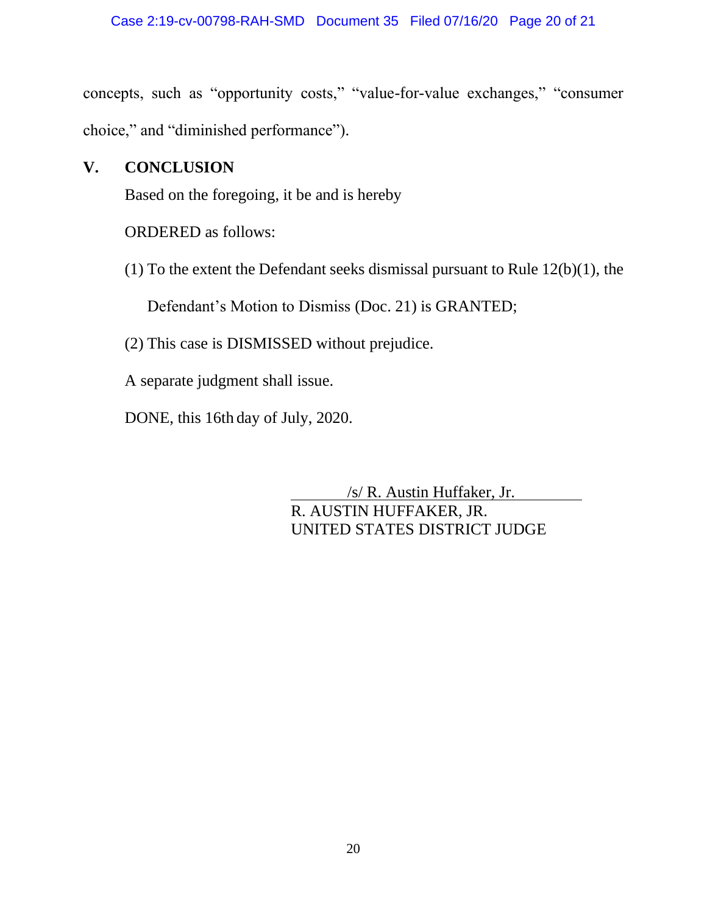concepts, such as "opportunity costs," "value-for-value exchanges," "consumer choice," and "diminished performance").

## V. CONCLUSION

Based on the foregoing, it be and is hereby

ORDERED as follows:

(1) To the extent the Defendant seeks dismissal pursuant to Rule 12(b)(1), the Defendant's Motion to Dismiss (Doc. 21) is GRANTED;

(2) This case is DISMISSED without prejudice.

A separate judgment shall issue.

DONE, this 16th day of July, 2020.

/s/ R. Austin Huffaker, Jr.
R. AUSTIN HUFFAKER, JR.
UNITED STATES DISTRICT JUDGE